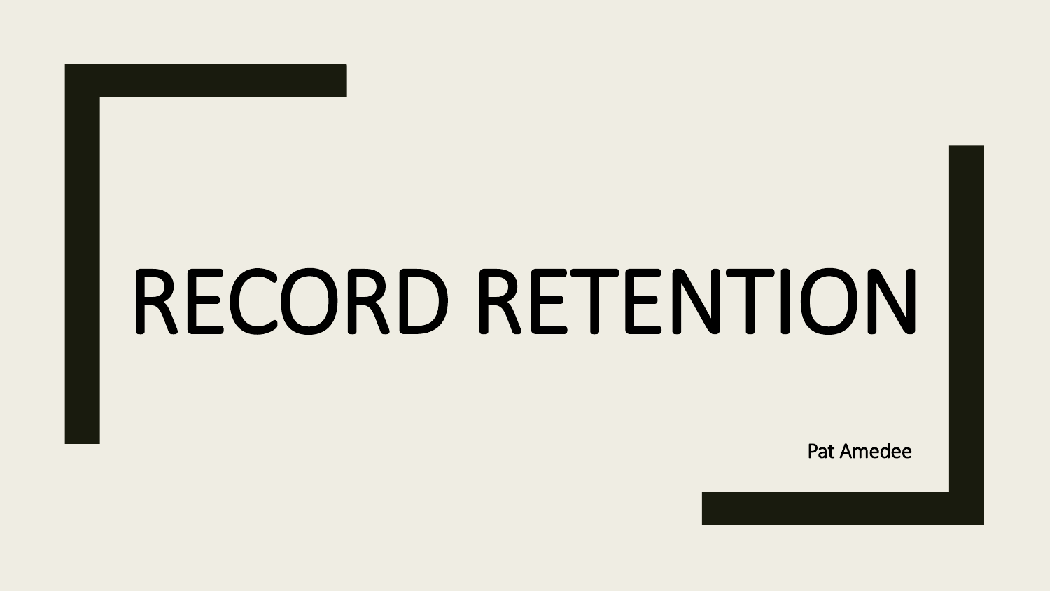# RECORD RETENTION

Pat Amedee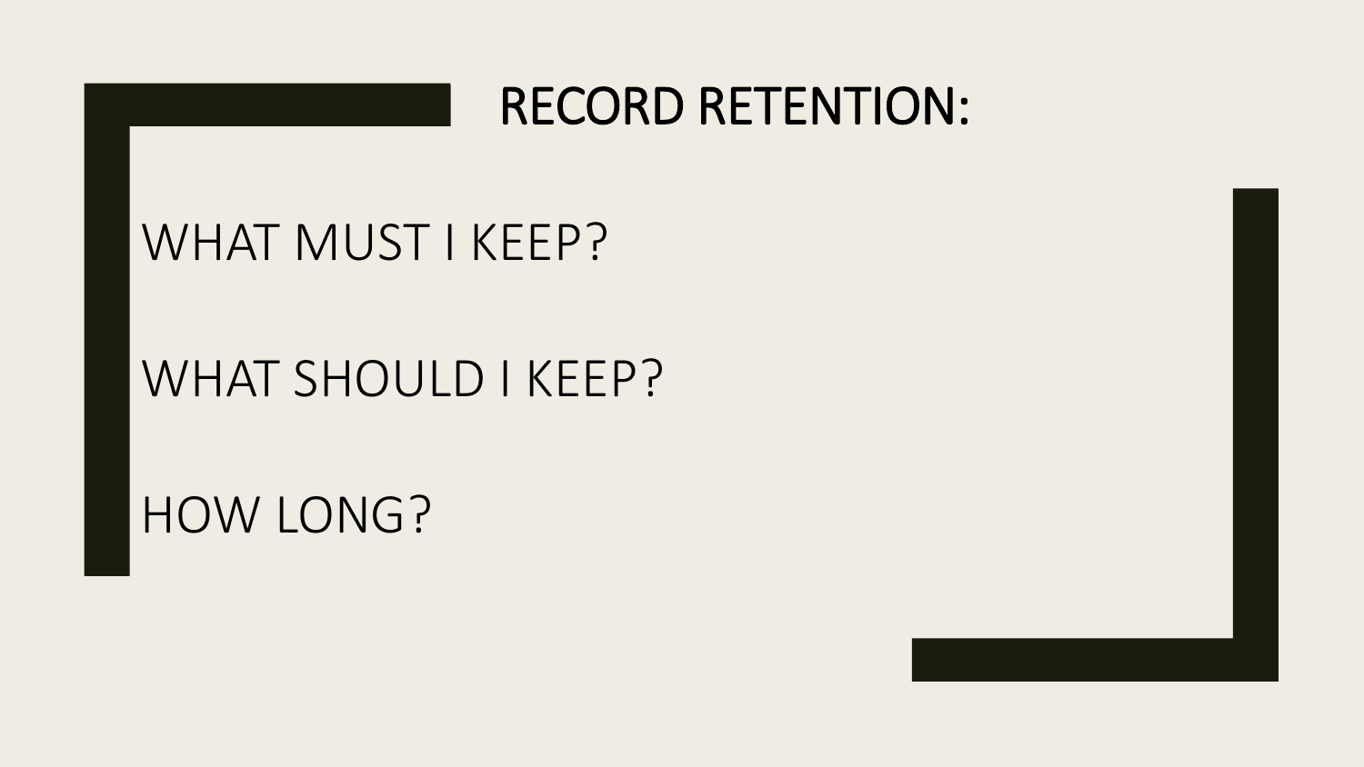# RECORD RETENTION:

WHAT MUST I KEEP?

WHAT SHOULD I KEEP?

HOW LONG?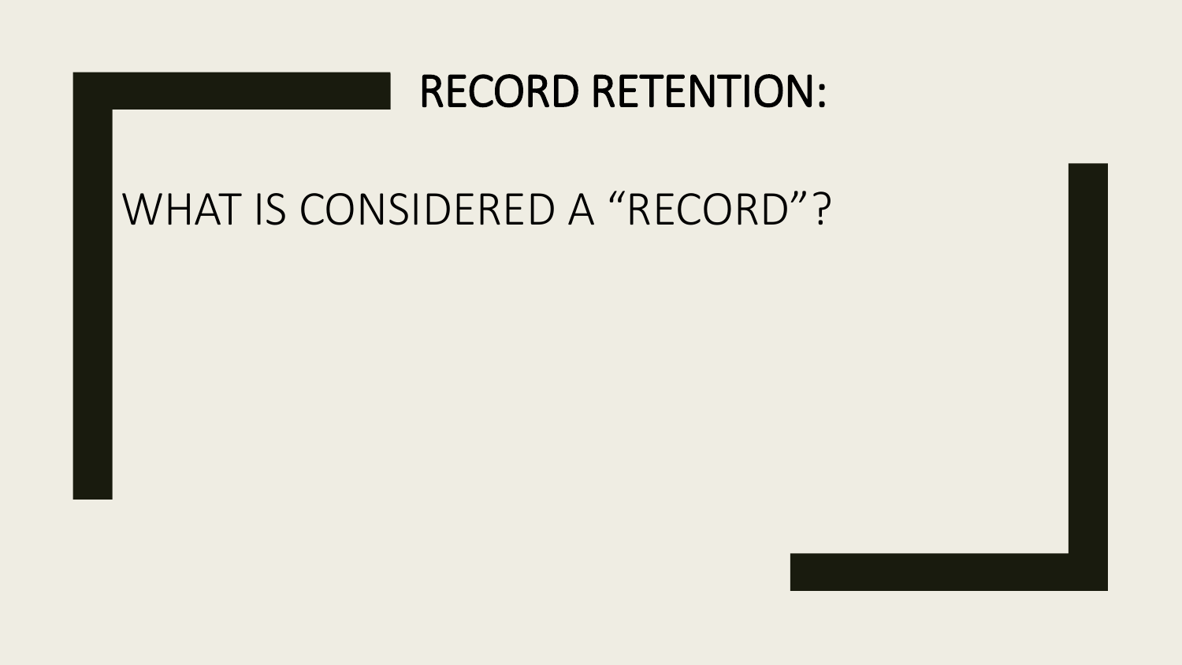# RECORD RETENTION:

## WHAT IS CONSIDERED A “RECORD”?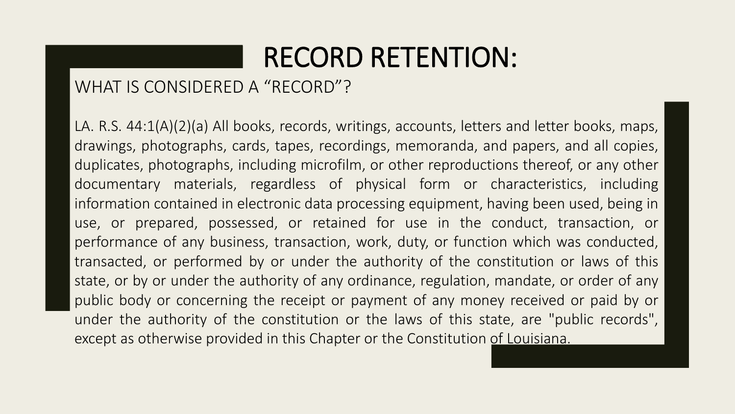# RECORD RETENTION:

## WHAT IS CONSIDERED A "RECORD"?

LA. R.S. 44:1(A)(2)(a) All books, records, writings, accounts, letters and letter books, maps, drawings, photographs, cards, tapes, recordings, memoranda, and papers, and all copies, duplicates, photographs, including microfilm, or other reproductions thereof, or any other documentary materials, regardless of physical form or characteristics, including information contained in electronic data processing equipment, having been used, being in use, or prepared, possessed, or retained for use in the conduct, transaction, or performance of any business, transaction, work, duty, or function which was conducted, transacted, or performed by or under the authority of the constitution or laws of this state, or by or under the authority of any ordinance, regulation, mandate, or order of any public body or concerning the receipt or payment of any money received or paid by or under the authority of the constitution or the laws of this state, are "public records", except as otherwise provided in this Chapter or the Constitution of Louisiana.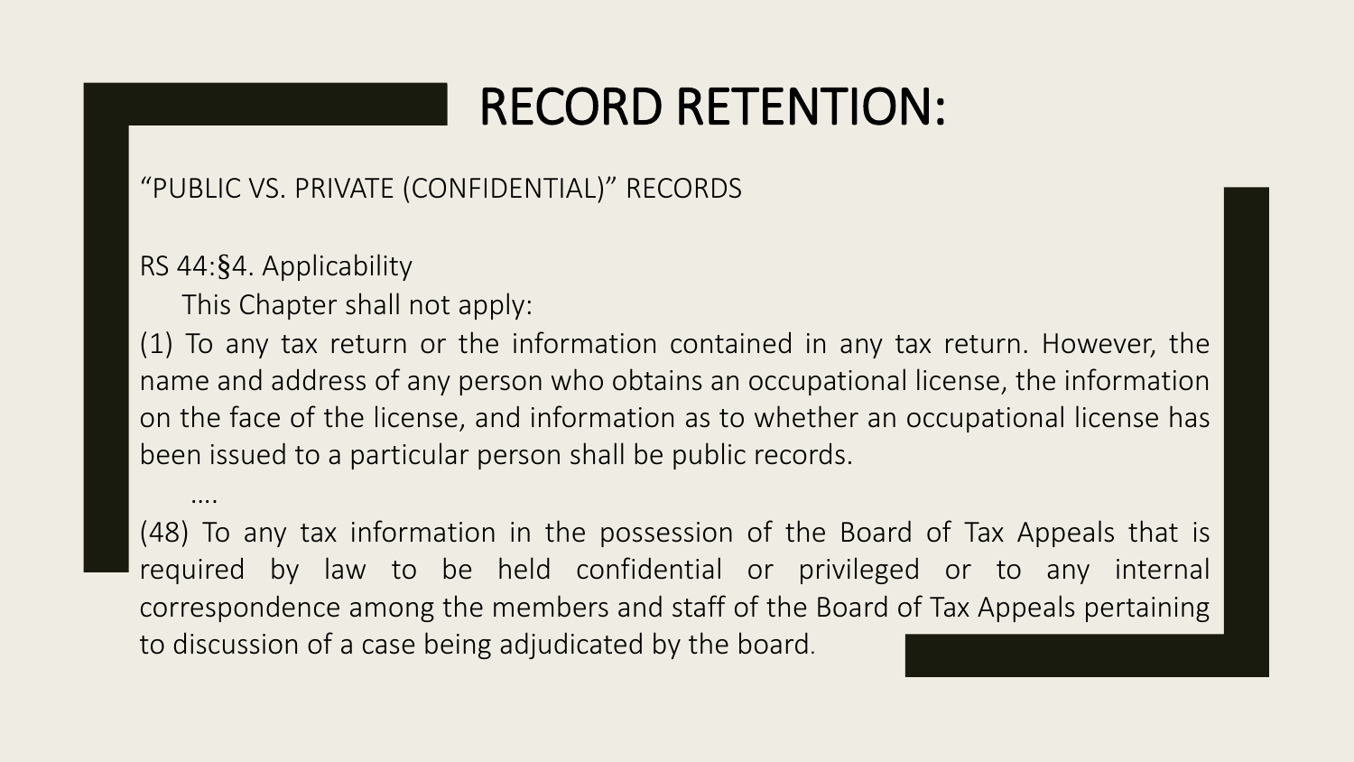# RECORD RETENTION:

"PUBLIC VS. PRIVATE (CONFIDENTIAL)" RECORDS

RS 44:§4. Applicability

This Chapter shall not apply:

(1) To any tax return or the information contained in any tax return. However, the name and address of any person who obtains an occupational license, the information on the face of the license, and information as to whether an occupational license has been issued to a particular person shall be public records.

....

(48) To any tax information in the possession of the Board of Tax Appeals that is required by law to be held confidential or privileged or to any internal correspondence among the members and staff of the Board of Tax Appeals pertaining to discussion of a case being adjudicated by the board.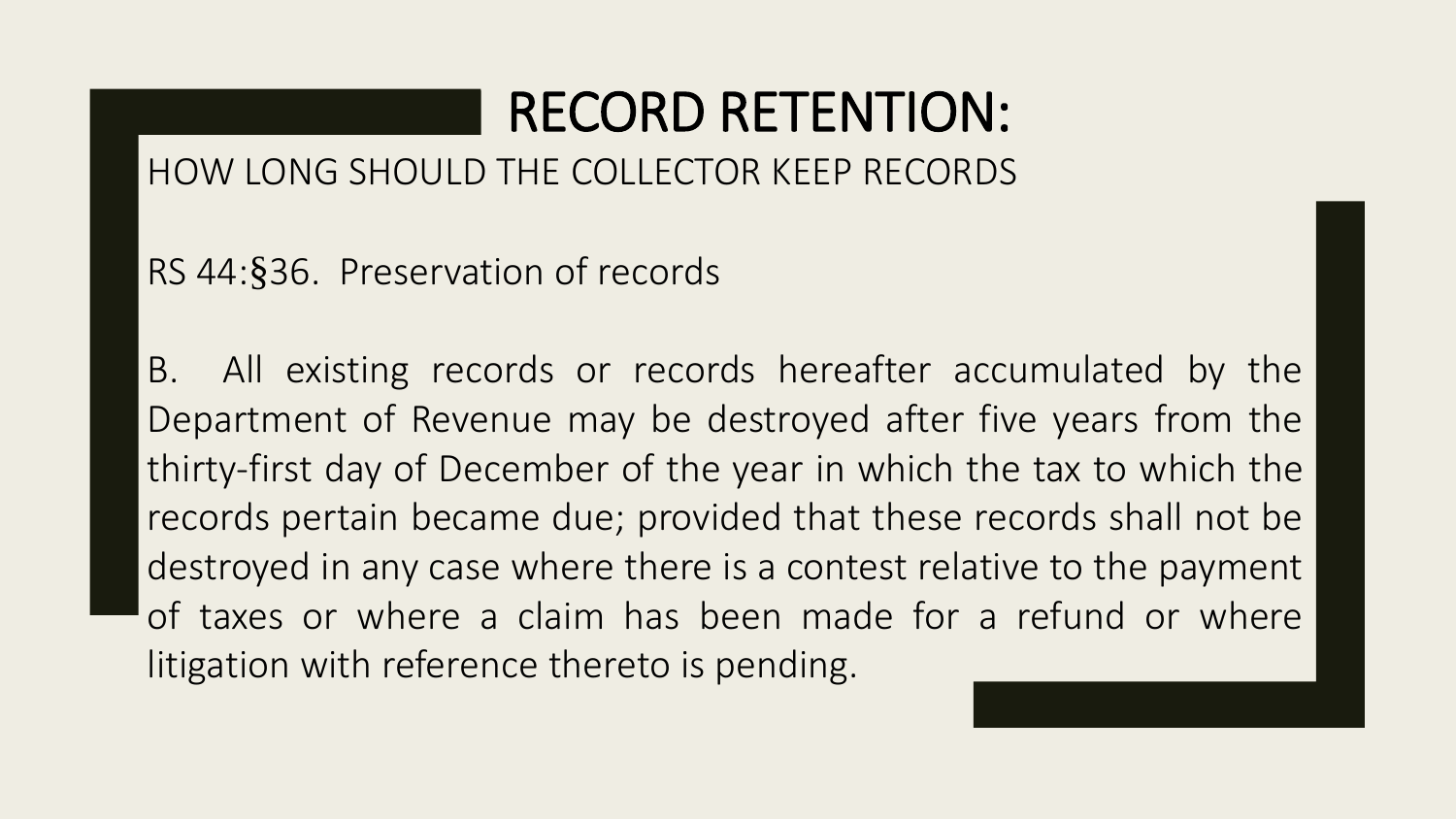# RECORD RETENTION:

## HOW LONG SHOULD THE COLLECTOR KEEP RECORDS

RS 44:§36. Preservation of records

B. All existing records or records hereafter accumulated by the Department of Revenue may be destroyed after five years from the thirty-first day of December of the year in which the tax to which the records pertain became due; provided that these records shall not be destroyed in any case where there is a contest relative to the payment of taxes or where a claim has been made for a refund or where litigation with reference thereto is pending.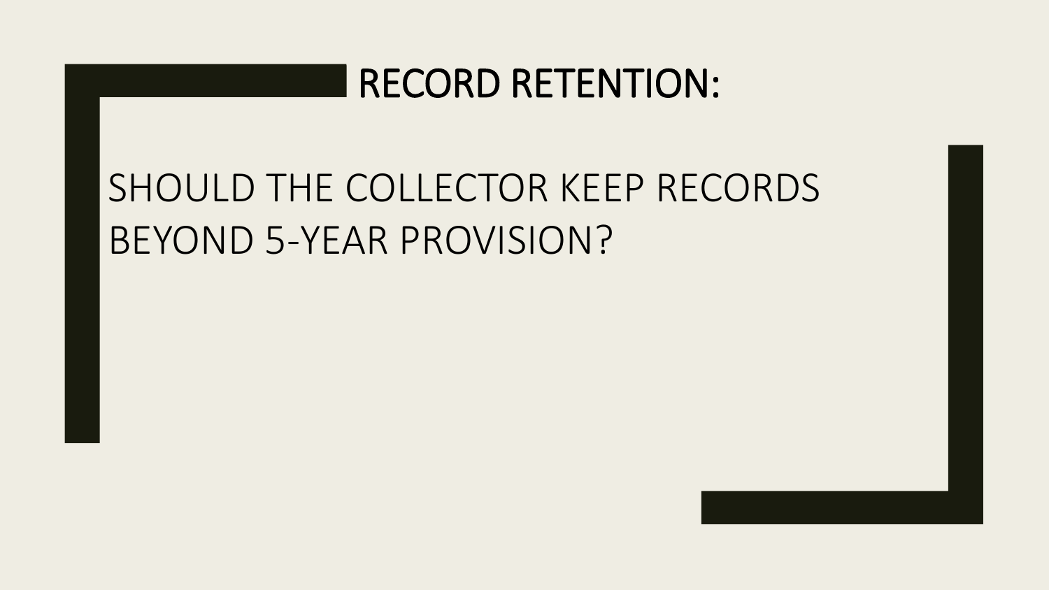# RECORD RETENTION:

SHOULD THE COLLECTOR KEEP RECORDS BEYOND 5-YEAR PROVISION?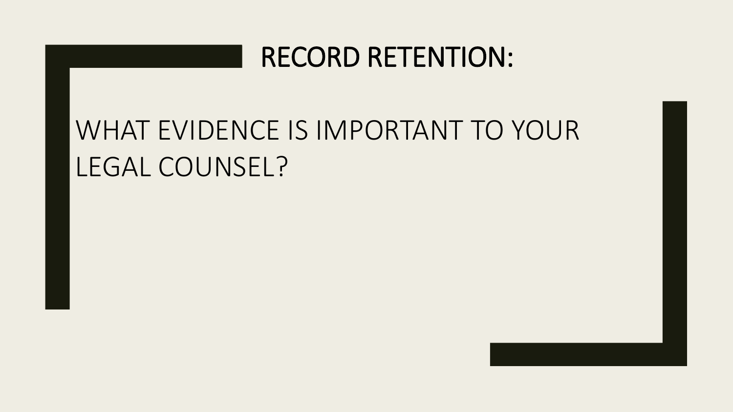# RECORD RETENTION:

WHAT EVIDENCE IS IMPORTANT TO YOUR LEGAL COUNSEL?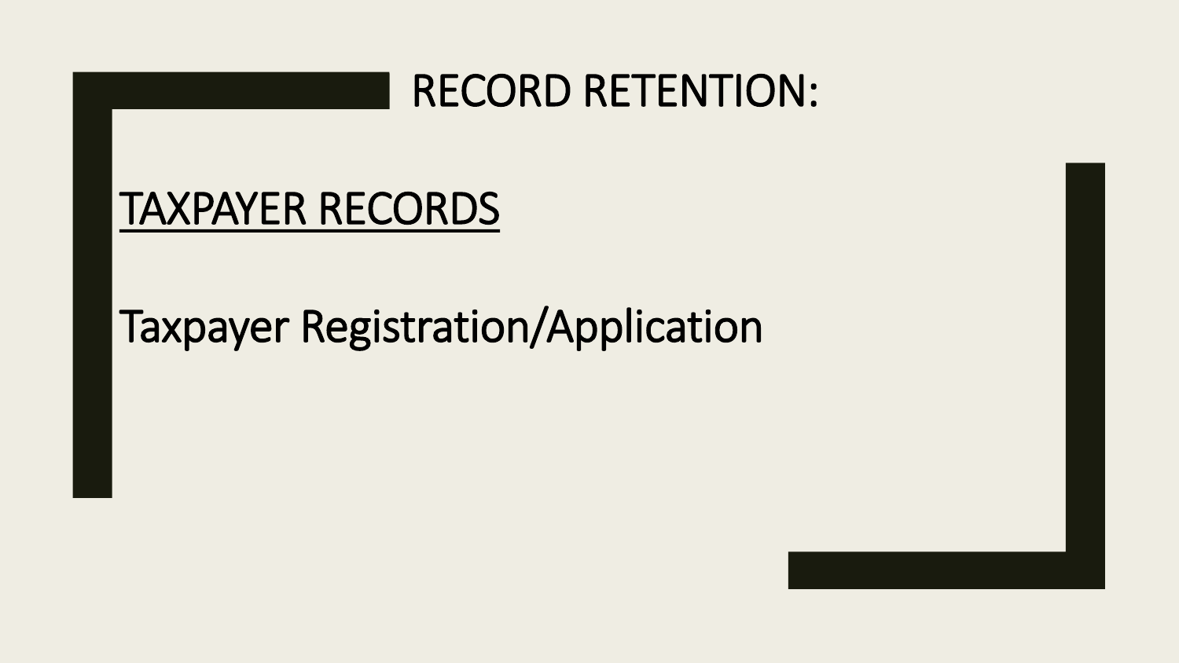# RECORD RETENTION:

## <u>TAXPAYER RECORDS</u>

Taxpayer Registration/Application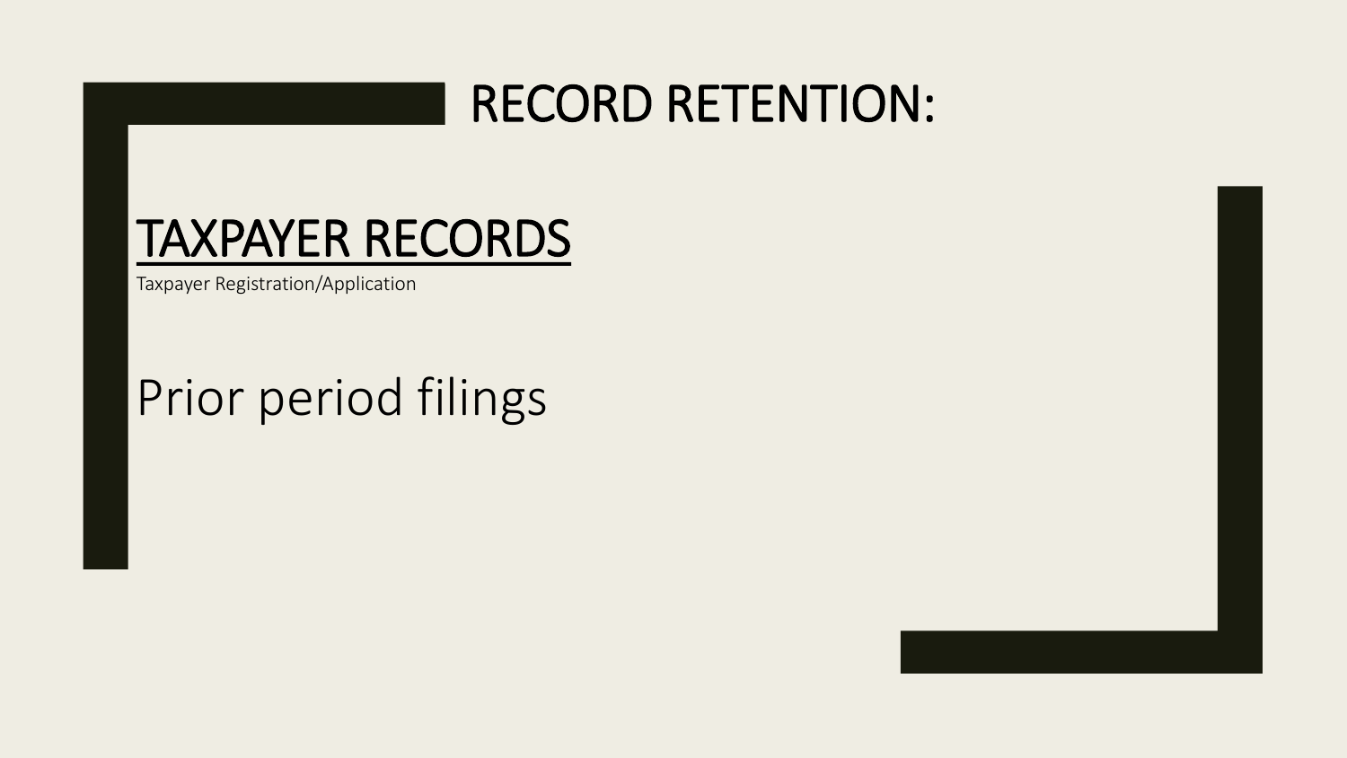# RECORD RETENTION:

## TAXPAYER RECORDS

Taxpayer Registration/Application

Prior period filings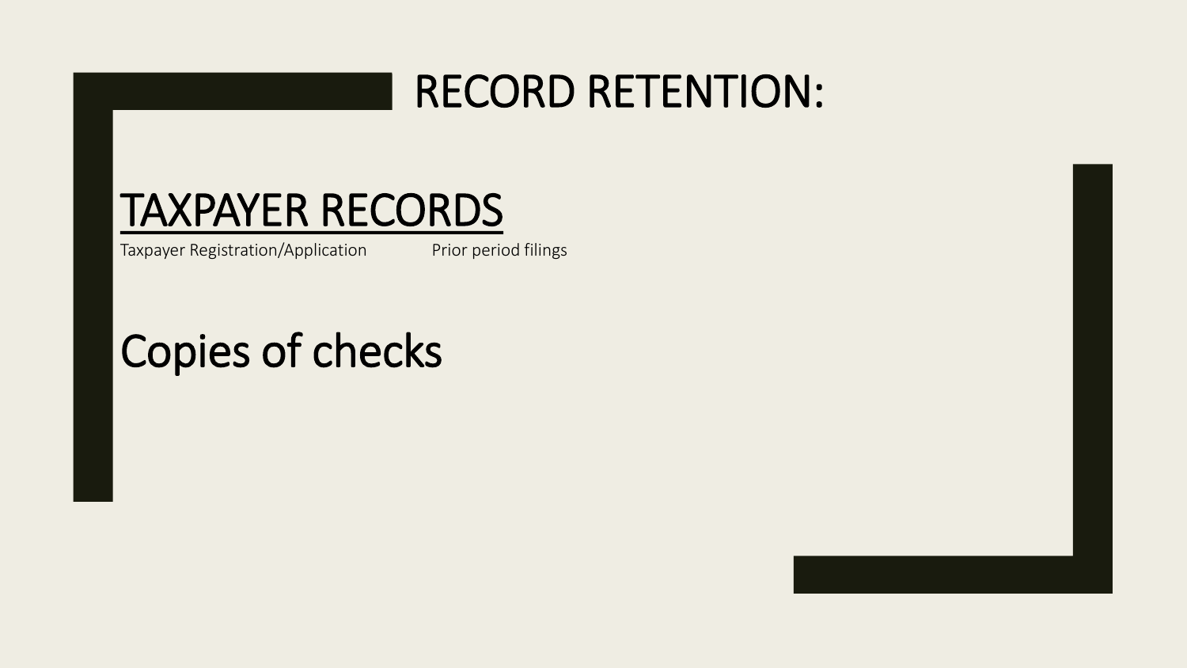# RECORD RETENTION:

## TAXPAYER RECORDS

Taxpayer Registration/Application

Prior period filings

## Copies of checks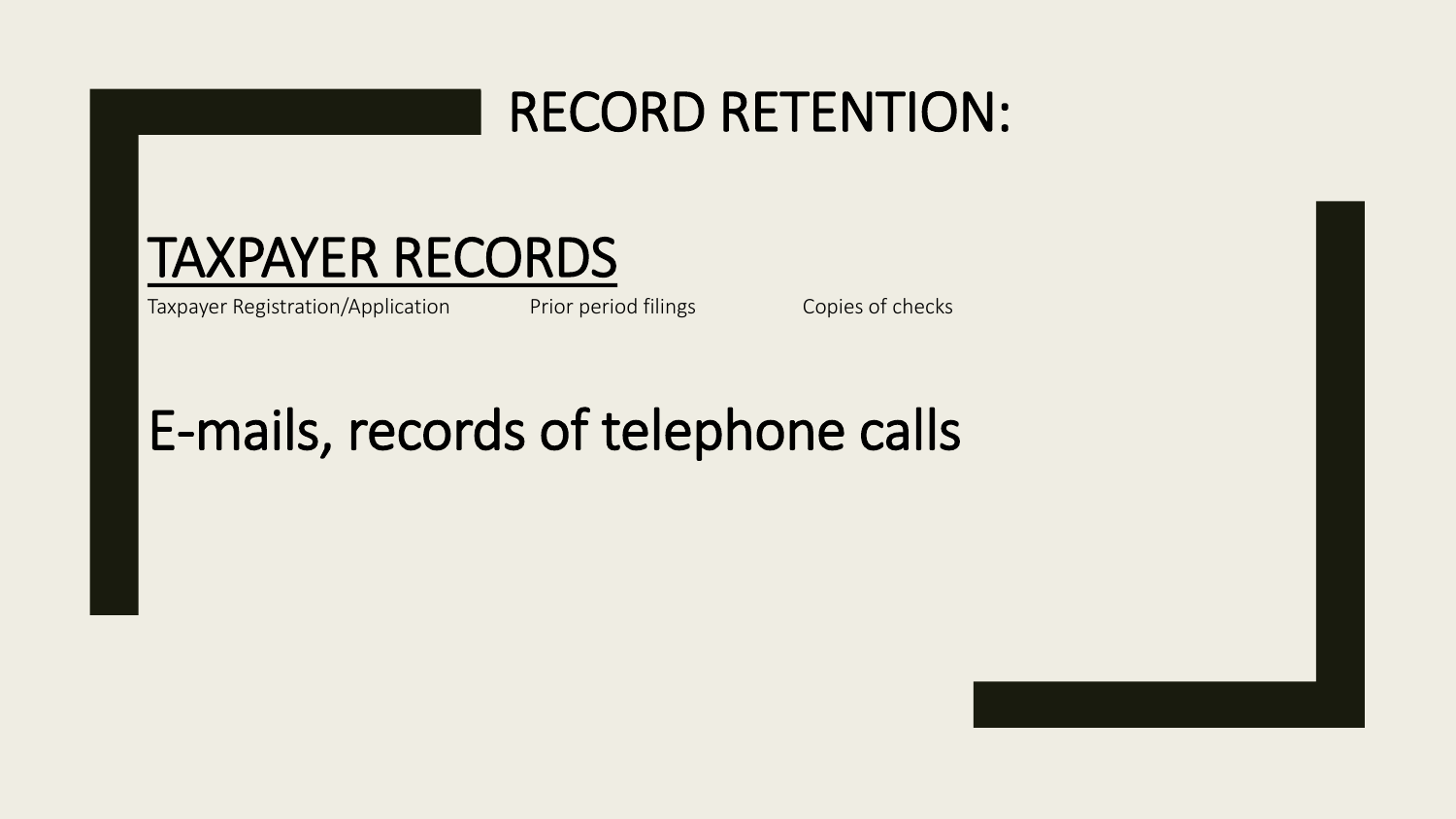# RECORD RETENTION:

## <u>TAXPAYER RECORDS</u>

Taxpayer Registration/Application Prior period filings Copies of checks

## E-mails, records of telephone calls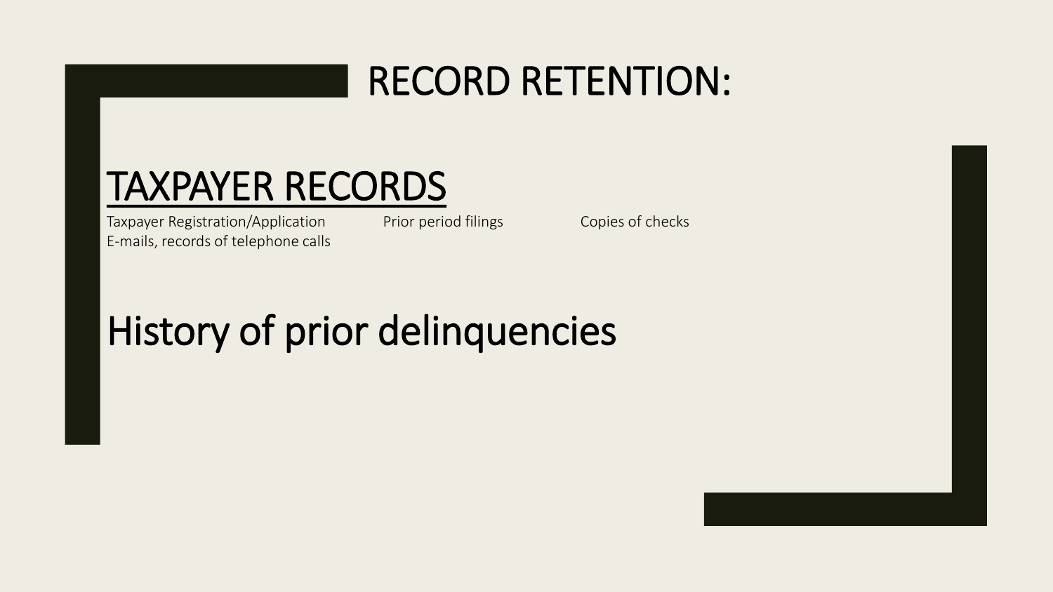# RECORD RETENTION:

## TAXPAYER RECORDS

Taxpayer Registration/Application Prior period filings Copies of checks
E-mails, records of telephone calls

## History of prior delinquencies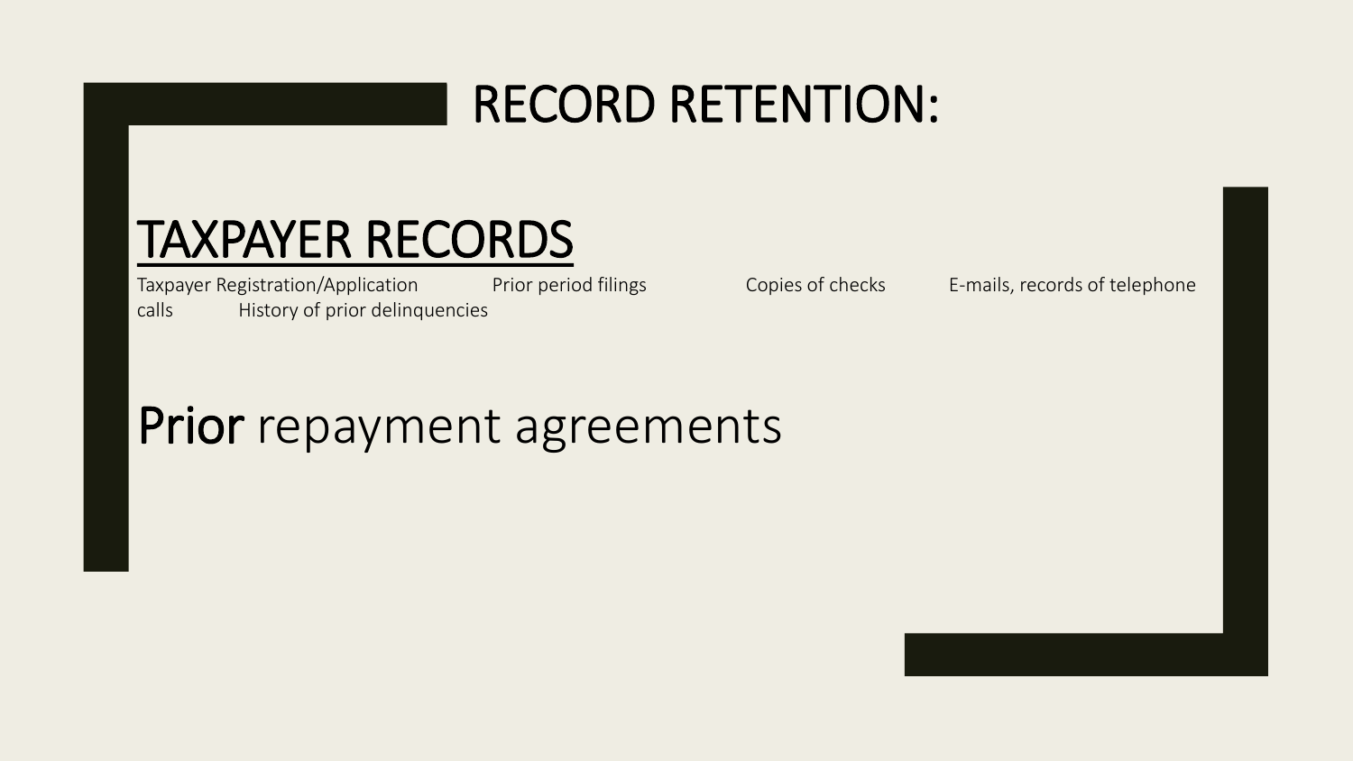# RECORD RETENTION:

## TAXPAYER RECORDS

Taxpayer Registration/Application Prior period filings Copies of checks E-mails, records of telephone calls History of prior delinquencies

## Prior repayment agreements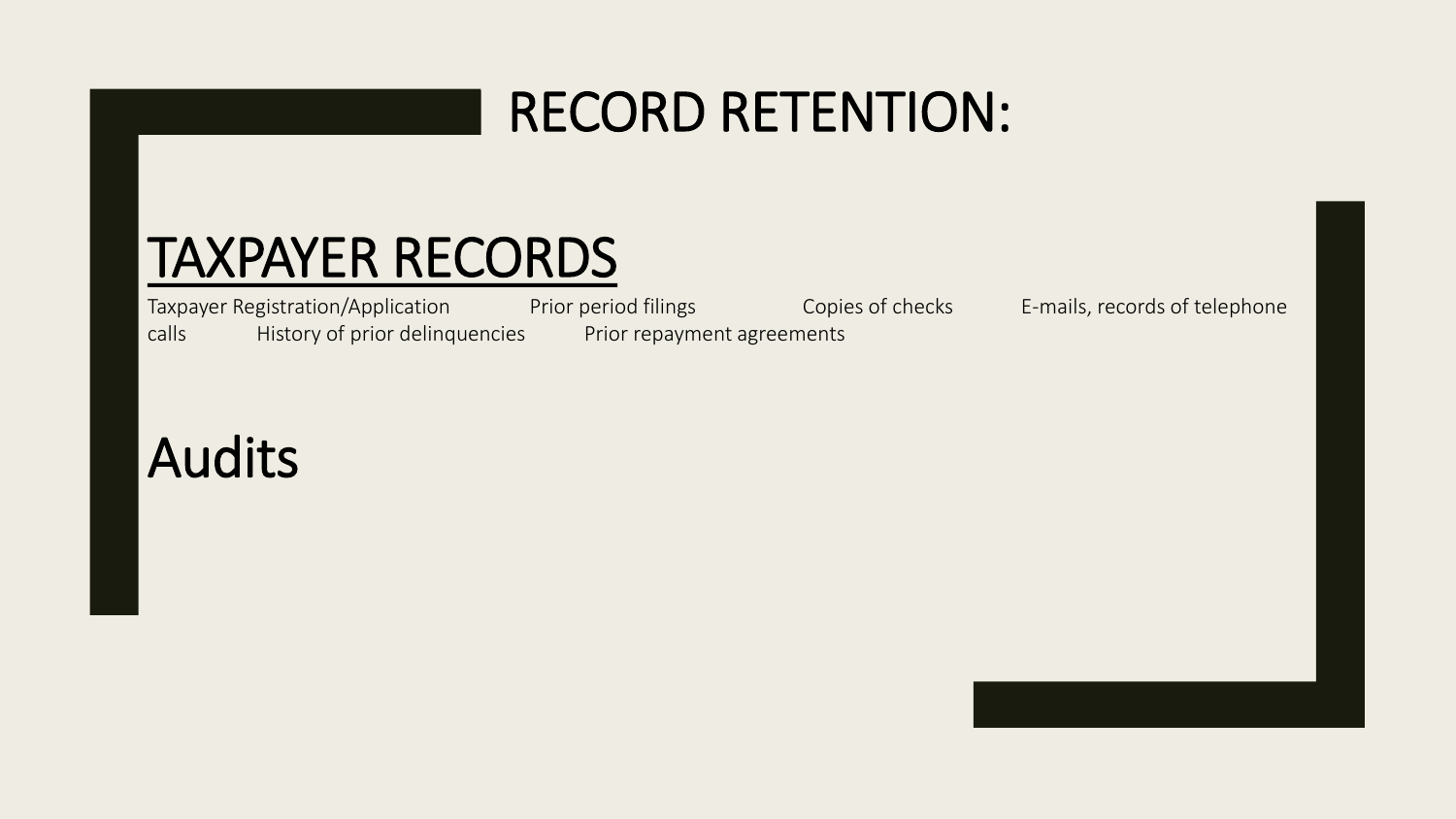# RECORD RETENTION:

## TAXPAYER RECORDS

Taxpayer Registration/Application    Prior period filings    Copies of checks    E-mails, records of telephone calls    History of prior delinquencies    Prior repayment agreements

## Audits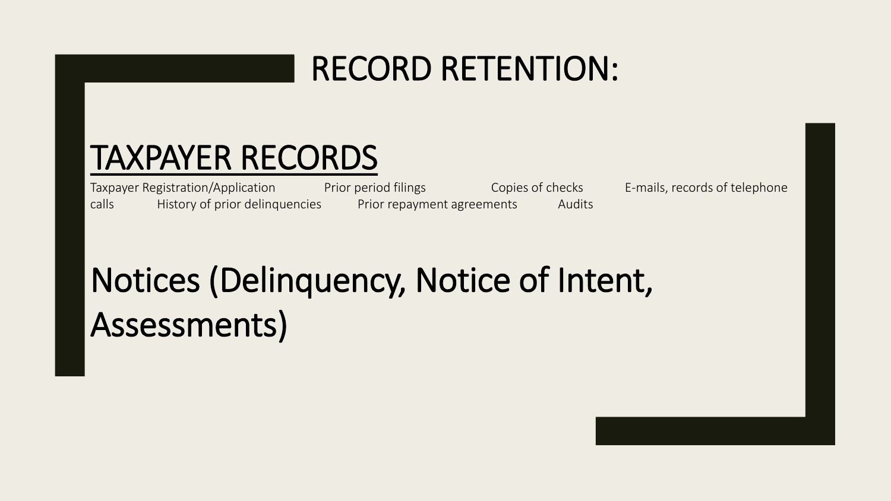# RECORD RETENTION:

## TAXPAYER RECORDS

Taxpayer Registration/Application Prior period filings Copies of checks E-mails, records of telephone calls History of prior delinquencies Prior repayment agreements Audits

## Notices (Delinquency, Notice of Intent, Assessments)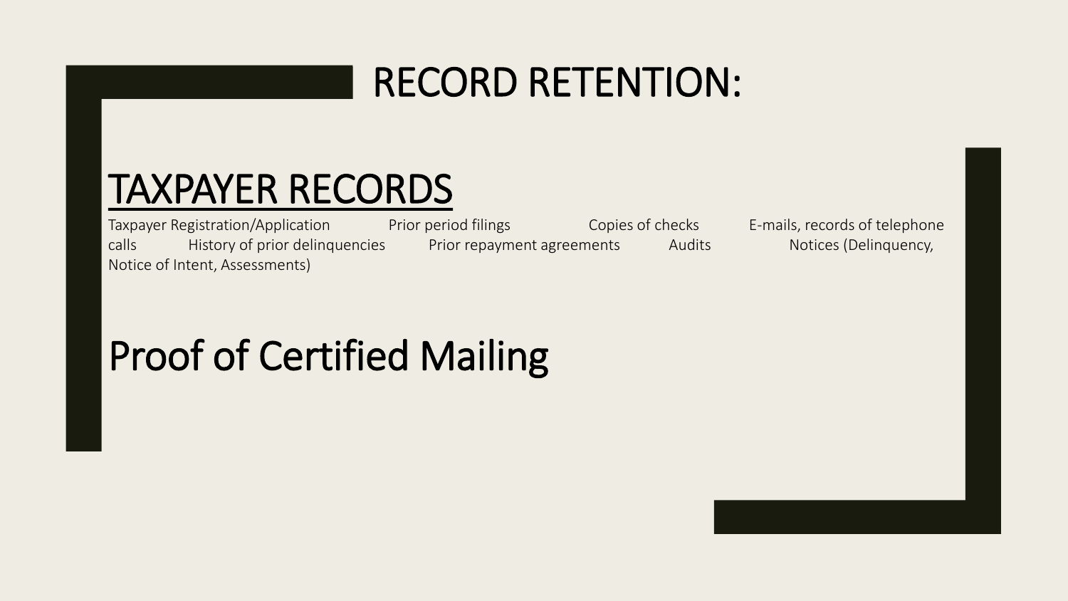# RECORD RETENTION:

## TAXPAYER RECORDS

Taxpayer Registration/Application Prior period filings Copies of checks E-mails, records of telephone calls History of prior delinquencies Prior repayment agreements Audits Notices (Delinquency, Notice of Intent, Assessments)

## Proof of Certified Mailing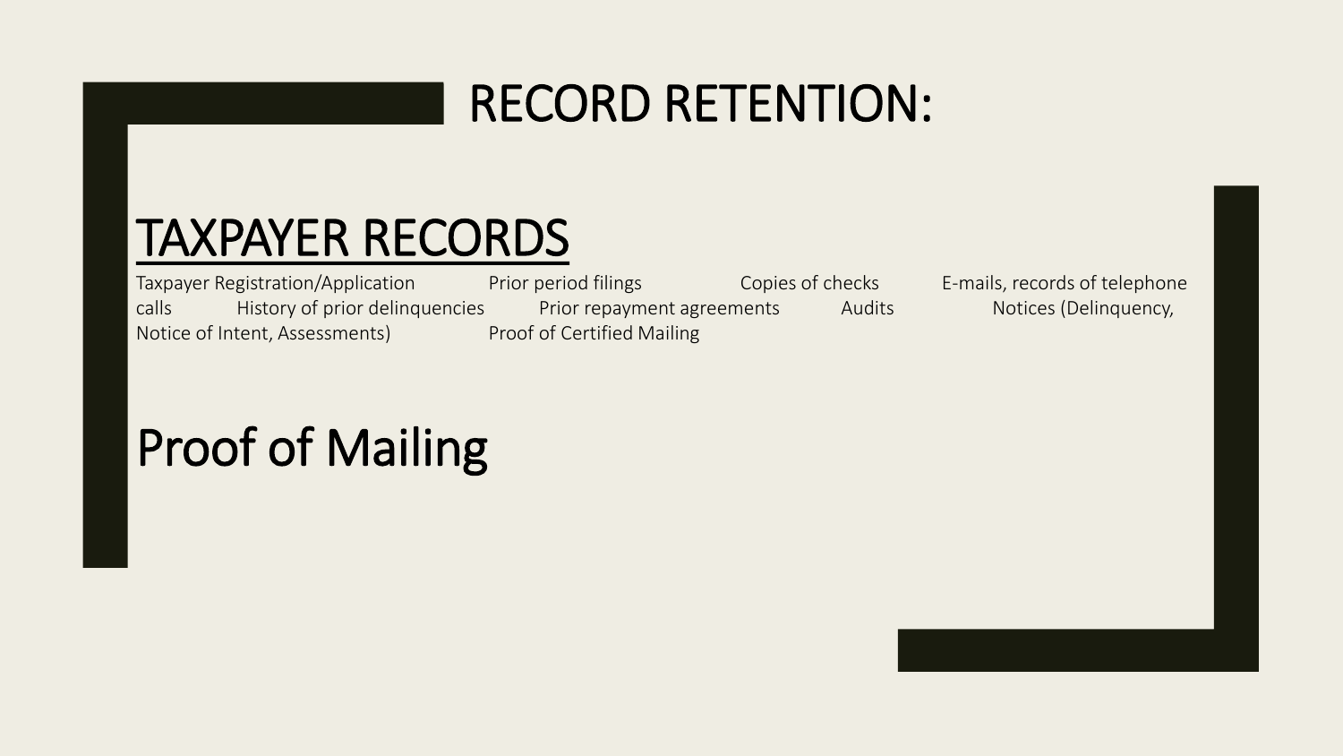# RECORD RETENTION:

## TAXPAYER RECORDS

Taxpayer Registration/Application Prior period filings Copies of checks E-mails, records of telephone calls History of prior delinquencies Prior repayment agreements Audits Notices (Delinquency, Notice of Intent, Assessments) Proof of Certified Mailing

## Proof of Mailing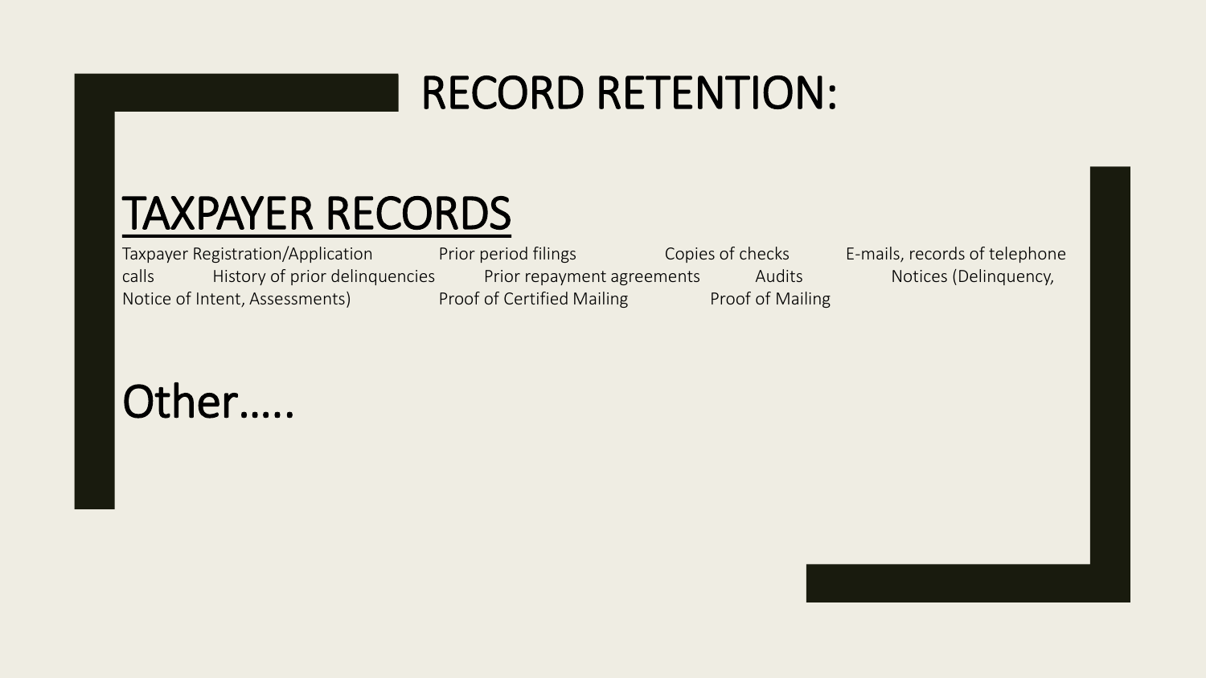# RECORD RETENTION:

## TAXPAYER RECORDS

Taxpayer Registration/Application Prior period filings Copies of checks E-mails, records of telephone calls History of prior delinquencies Prior repayment agreements Audits Notices (Delinquency, Notice of Intent, Assessments) Proof of Certified Mailing Proof of Mailing

## Other…..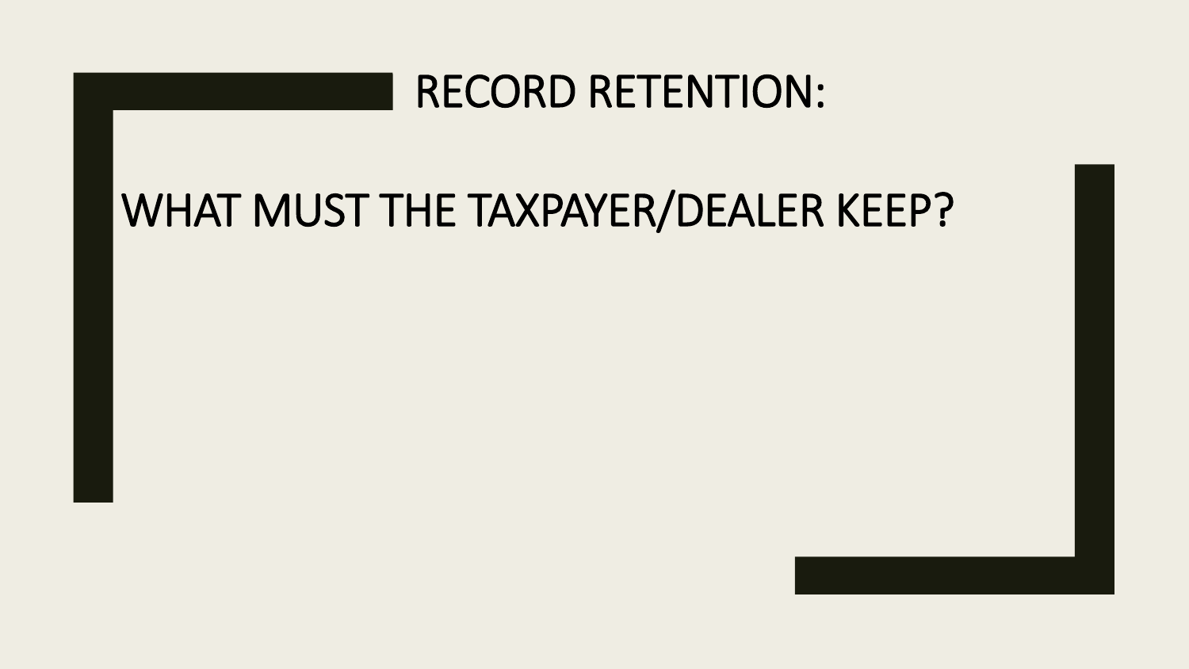# RECORD RETENTION:

# WHAT MUST THE TAXPAYER/DEALER KEEP?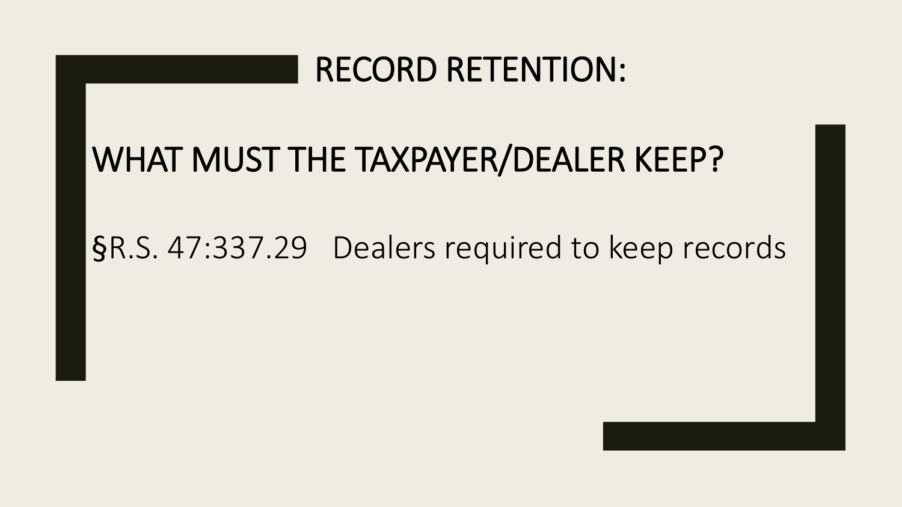# RECORD RETENTION:

## WHAT MUST THE TAXPAYER/DEALER KEEP?

§R.S. 47:337.29 Dealers required to keep records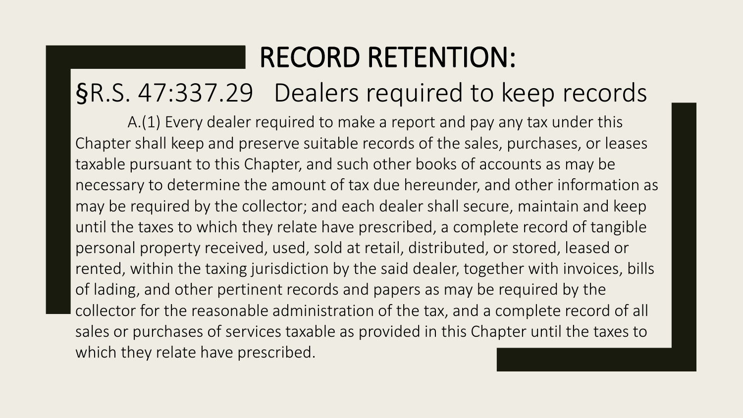# RECORD RETENTION:

## §R.S. 47:337.29 Dealers required to keep records

A.(1) Every dealer required to make a report and pay any tax under this Chapter shall keep and preserve suitable records of the sales, purchases, or leases taxable pursuant to this Chapter, and such other books of accounts as may be necessary to determine the amount of tax due hereunder, and other information as may be required by the collector; and each dealer shall secure, maintain and keep until the taxes to which they relate have prescribed, a complete record of tangible personal property received, used, sold at retail, distributed, or stored, leased or rented, within the taxing jurisdiction by the said dealer, together with invoices, bills of lading, and other pertinent records and papers as may be required by the collector for the reasonable administration of the tax, and a complete record of all sales or purchases of services taxable as provided in this Chapter until the taxes to which they relate have prescribed.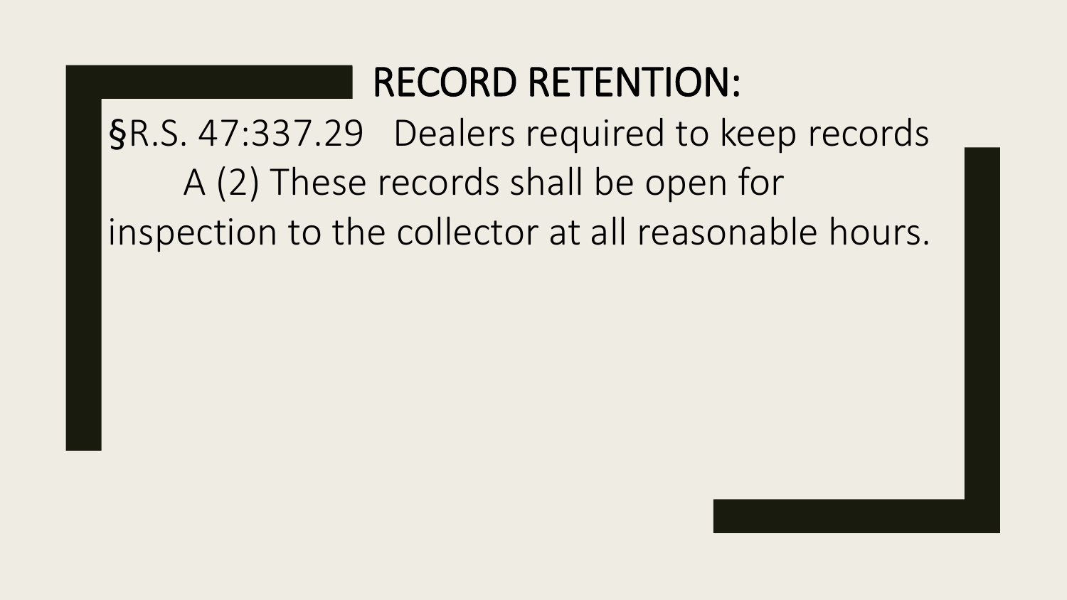# RECORD RETENTION:

§R.S. 47:337.29 Dealers required to keep records

A (2) These records shall be open for inspection to the collector at all reasonable hours.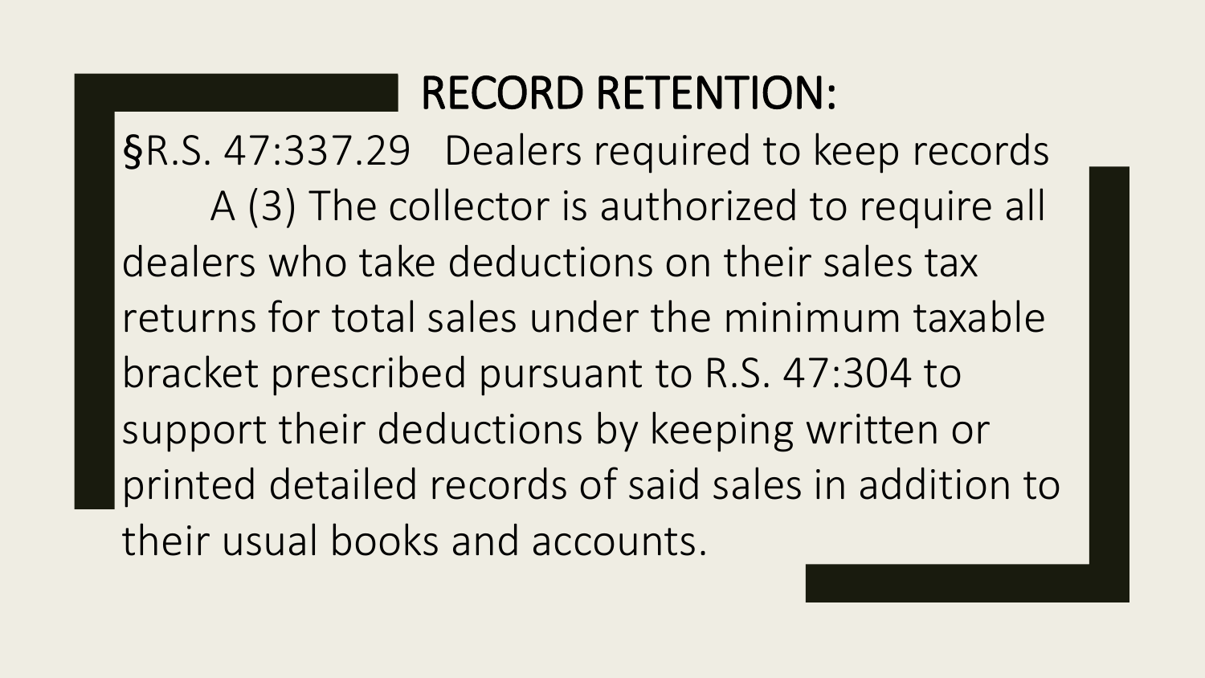# RECORD RETENTION:

§R.S. 47:337.29 Dealers required to keep records

A (3) The collector is authorized to require all dealers who take deductions on their sales tax returns for total sales under the minimum taxable bracket prescribed pursuant to R.S. 47:304 to support their deductions by keeping written or printed detailed records of said sales in addition to their usual books and accounts.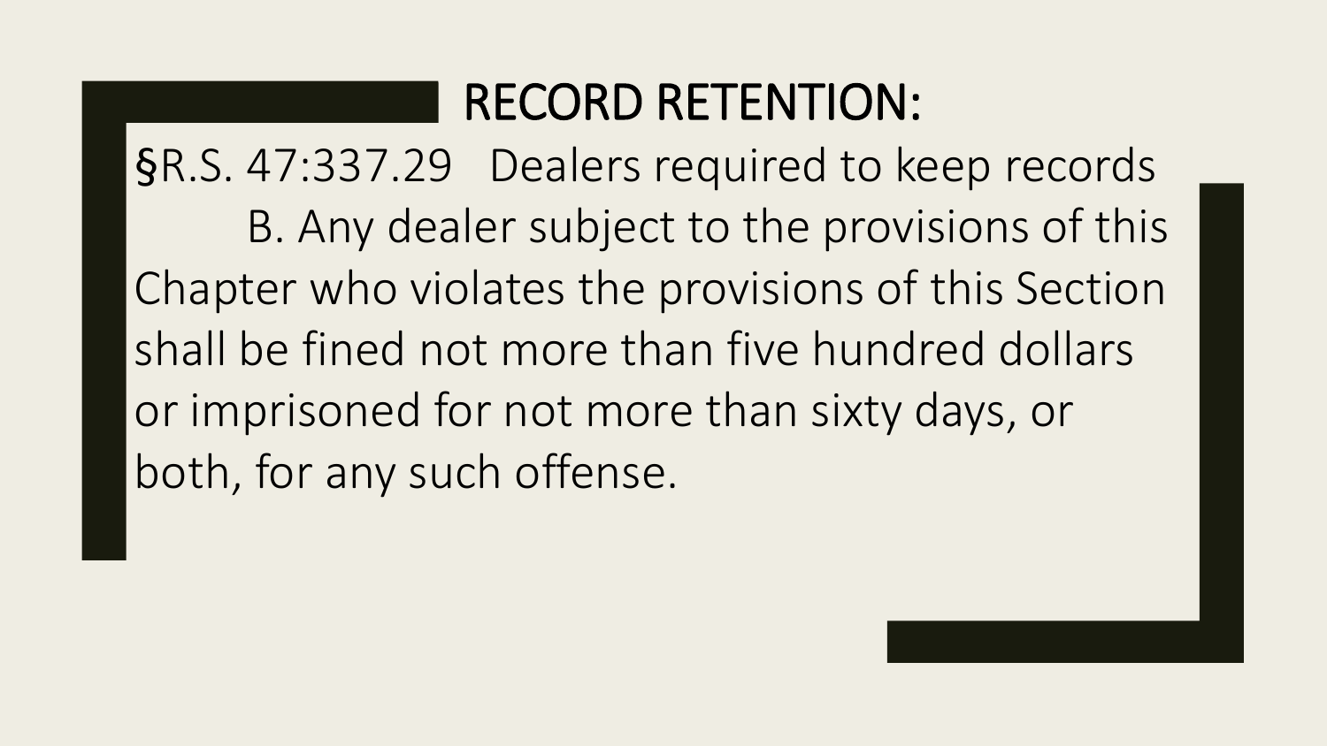# RECORD RETENTION:

§R.S. 47:337.29 Dealers required to keep records

B. Any dealer subject to the provisions of this Chapter who violates the provisions of this Section shall be fined not more than five hundred dollars or imprisoned for not more than sixty days, or both, for any such offense.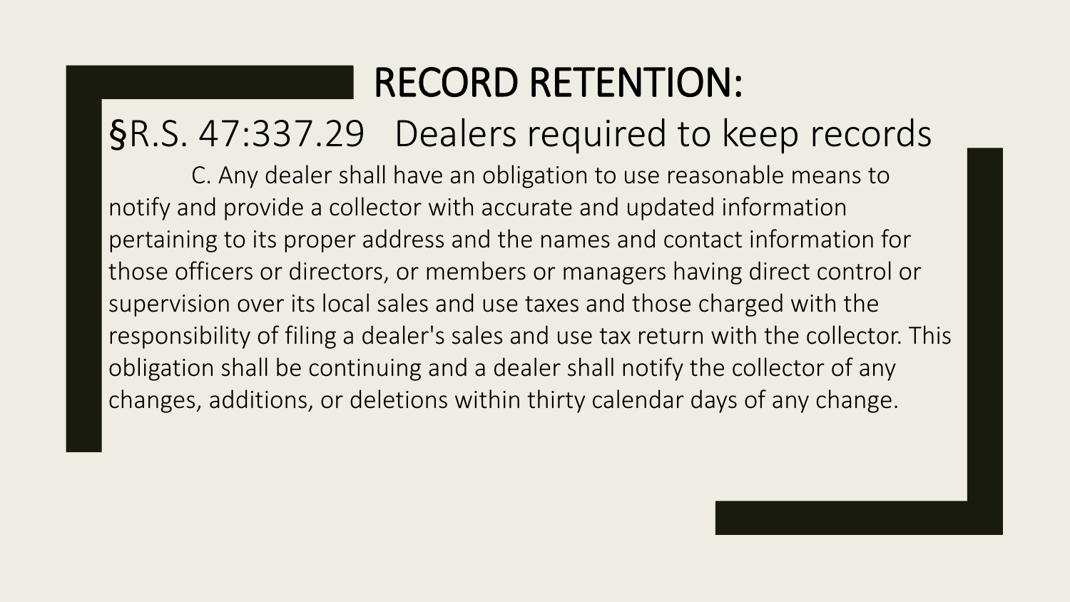# RECORD RETENTION:

## §R.S. 47:337.29 Dealers required to keep records

C. Any dealer shall have an obligation to use reasonable means to notify and provide a collector with accurate and updated information pertaining to its proper address and the names and contact information for those officers or directors, or members or managers having direct control or supervision over its local sales and use taxes and those charged with the responsibility of filing a dealer's sales and use tax return with the collector. This obligation shall be continuing and a dealer shall notify the collector of any changes, additions, or deletions within thirty calendar days of any change.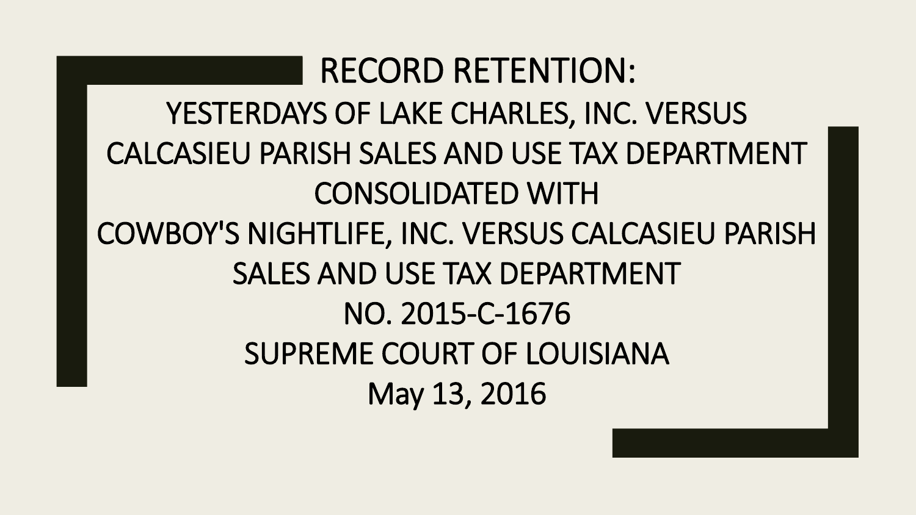# RECORD RETENTION:

## YESTERDAYS OF LAKE CHARLES, INC. VERSUS CALCASIEU PARISH SALES AND USE TAX DEPARTMENT CONSOLIDATED WITH COWBOY'S NIGHTLIFE, INC. VERSUS CALCASIEU PARISH SALES AND USE TAX DEPARTMENT

NO. 2015-C-1676

SUPREME COURT OF LOUISIANA

May 13, 2016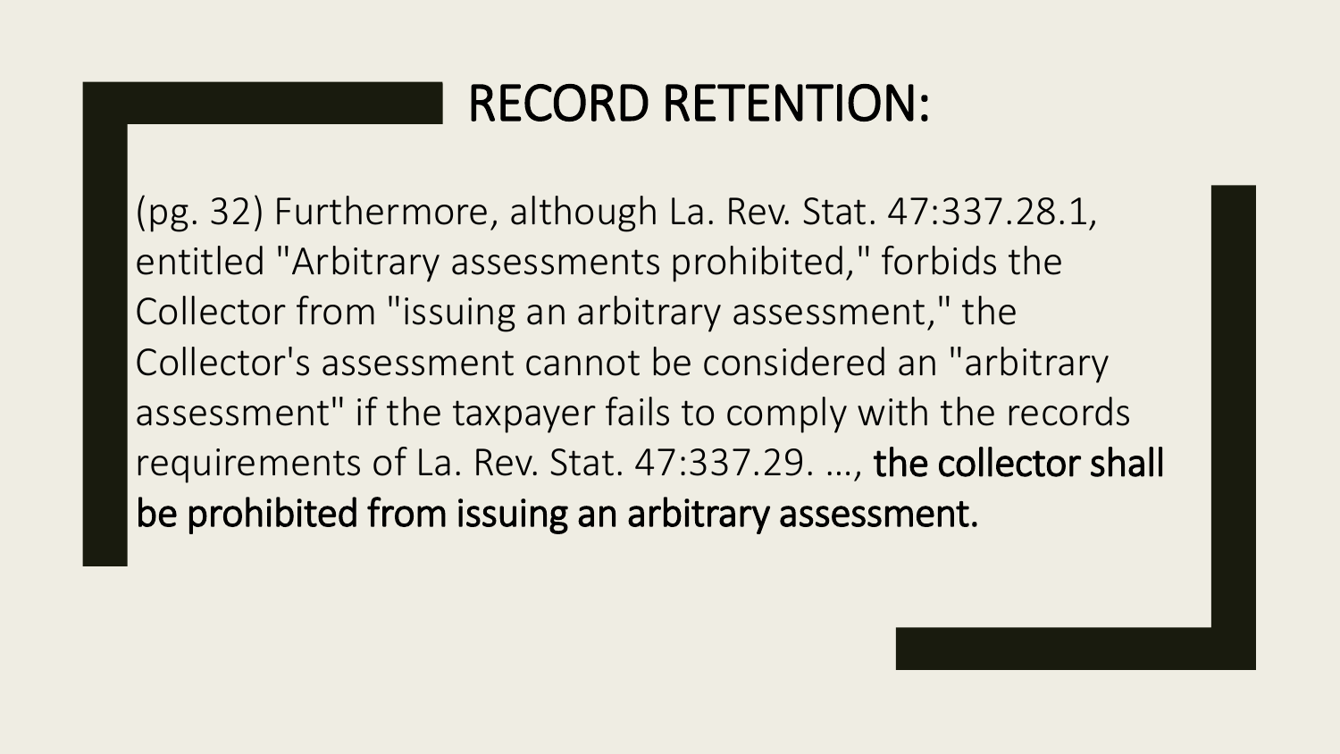# RECORD RETENTION:

(pg. 32) Furthermore, although La. Rev. Stat. 47:337.28.1, entitled "Arbitrary assessments prohibited," forbids the Collector from "issuing an arbitrary assessment," the Collector's assessment cannot be considered an "arbitrary assessment" if the taxpayer fails to comply with the records requirements of La. Rev. Stat. 47:337.29. …, **the collector shall be prohibited from issuing an arbitrary assessment.**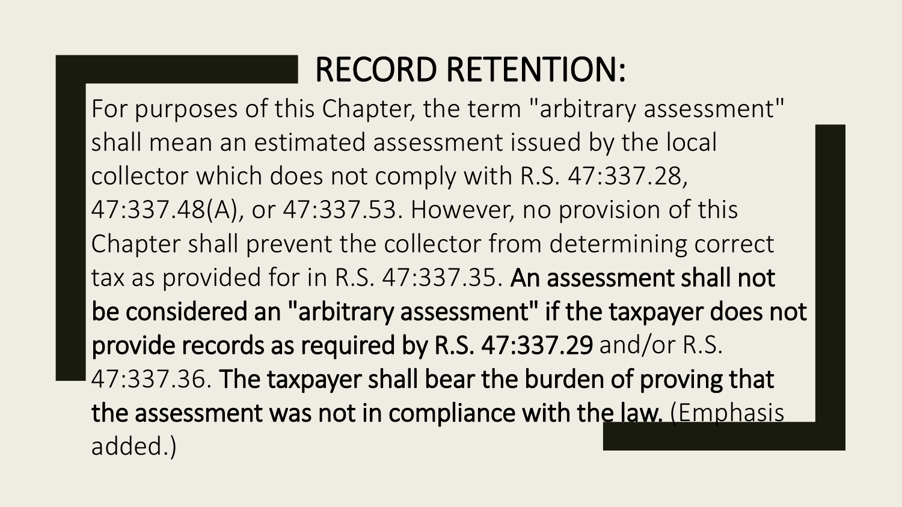# RECORD RETENTION:

For purposes of this Chapter, the term "arbitrary assessment" shall mean an estimated assessment issued by the local collector which does not comply with R.S. 47:337.28, 47:337.48(A), or 47:337.53. However, no provision of this Chapter shall prevent the collector from determining correct tax as provided for in R.S. 47:337.35. **An assessment shall not be considered an "arbitrary assessment" if the taxpayer does not provide records as required by R.S. 47:337.29** and/or R.S. 47:337.36. **The taxpayer shall bear the burden of proving that the assessment was not in compliance with the law.** (Emphasis added.)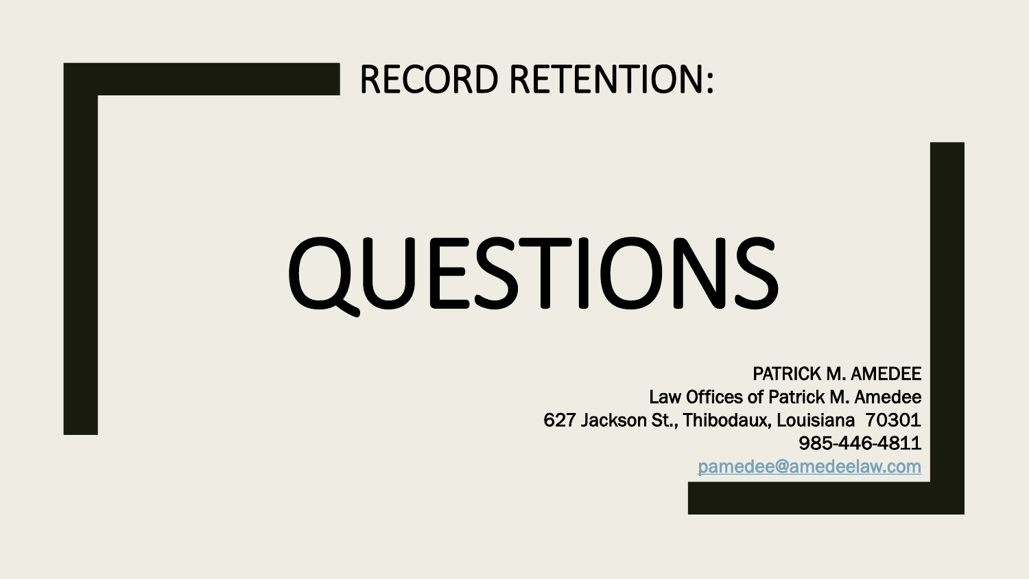# RECORD RETENTION:

# QUESTIONS

PATRICK M. AMEDEE
Law Offices of Patrick M. Amedee
627 Jackson St., Thibodaux, Louisiana 70301
985-446-4811
pamedee@amedeelaw.com